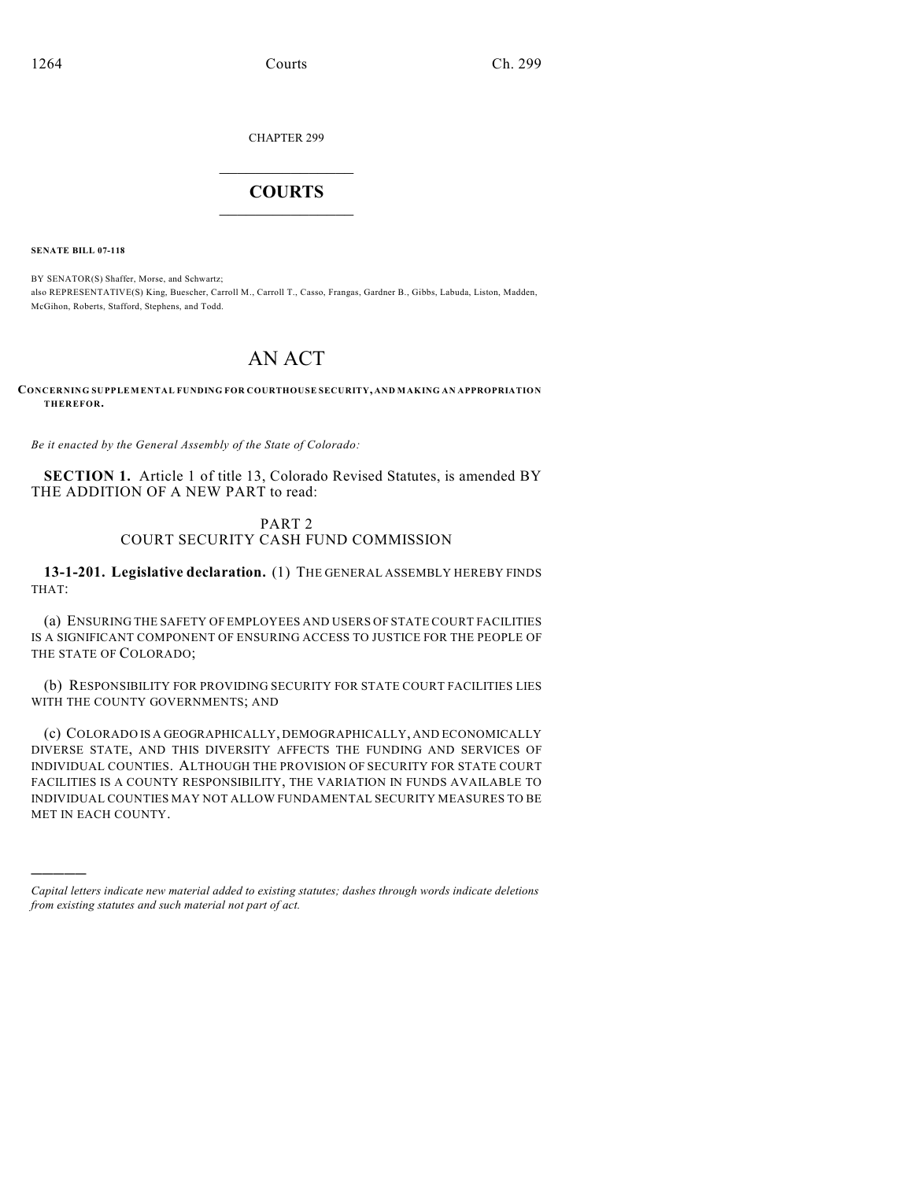CHAPTER 299

# COURTS

**SENATE BILL 07-118**

BY SENATOR(S) Shaffer, Morse, and Schwartz;
also REPRESENTATIVE(S) King, Buescher, Carroll M., Carroll T., Casso, Frangas, Gardner B., Gibbs, Labuda, Liston, Madden, McGihon, Roberts, Stafford, Stephens, and Todd.

# AN ACT

**CONCERNING SUPPLEMENTAL FUNDING FOR COURTHOUSE SECURITY, AND MAKING AN APPROPRIATION THEREFOR.**

*Be it enacted by the General Assembly of the State of Colorado:*

**SECTION 1.** Article 1 of title 13, Colorado Revised Statutes, is amended BY THE ADDITION OF A NEW PART to read:

PART 2
COURT SECURITY CASH FUND COMMISSION

**13-1-201. Legislative declaration.** (1) THE GENERAL ASSEMBLY HEREBY FINDS THAT:

(a) ENSURING THE SAFETY OF EMPLOYEES AND USERS OF STATE COURT FACILITIES IS A SIGNIFICANT COMPONENT OF ENSURING ACCESS TO JUSTICE FOR THE PEOPLE OF THE STATE OF COLORADO;

(b) RESPONSIBILITY FOR PROVIDING SECURITY FOR STATE COURT FACILITIES LIES WITH THE COUNTY GOVERNMENTS; AND

(c) COLORADO IS A GEOGRAPHICALLY, DEMOGRAPHICALLY, AND ECONOMICALLY DIVERSE STATE, AND THIS DIVERSITY AFFECTS THE FUNDING AND SERVICES OF INDIVIDUAL COUNTIES. ALTHOUGH THE PROVISION OF SECURITY FOR STATE COURT FACILITIES IS A COUNTY RESPONSIBILITY, THE VARIATION IN FUNDS AVAILABLE TO INDIVIDUAL COUNTIES MAY NOT ALLOW FUNDAMENTAL SECURITY MEASURES TO BE MET IN EACH COUNTY.

————

*Capital letters indicate new material added to existing statutes; dashes through words indicate deletions from existing statutes and such material not part of act.*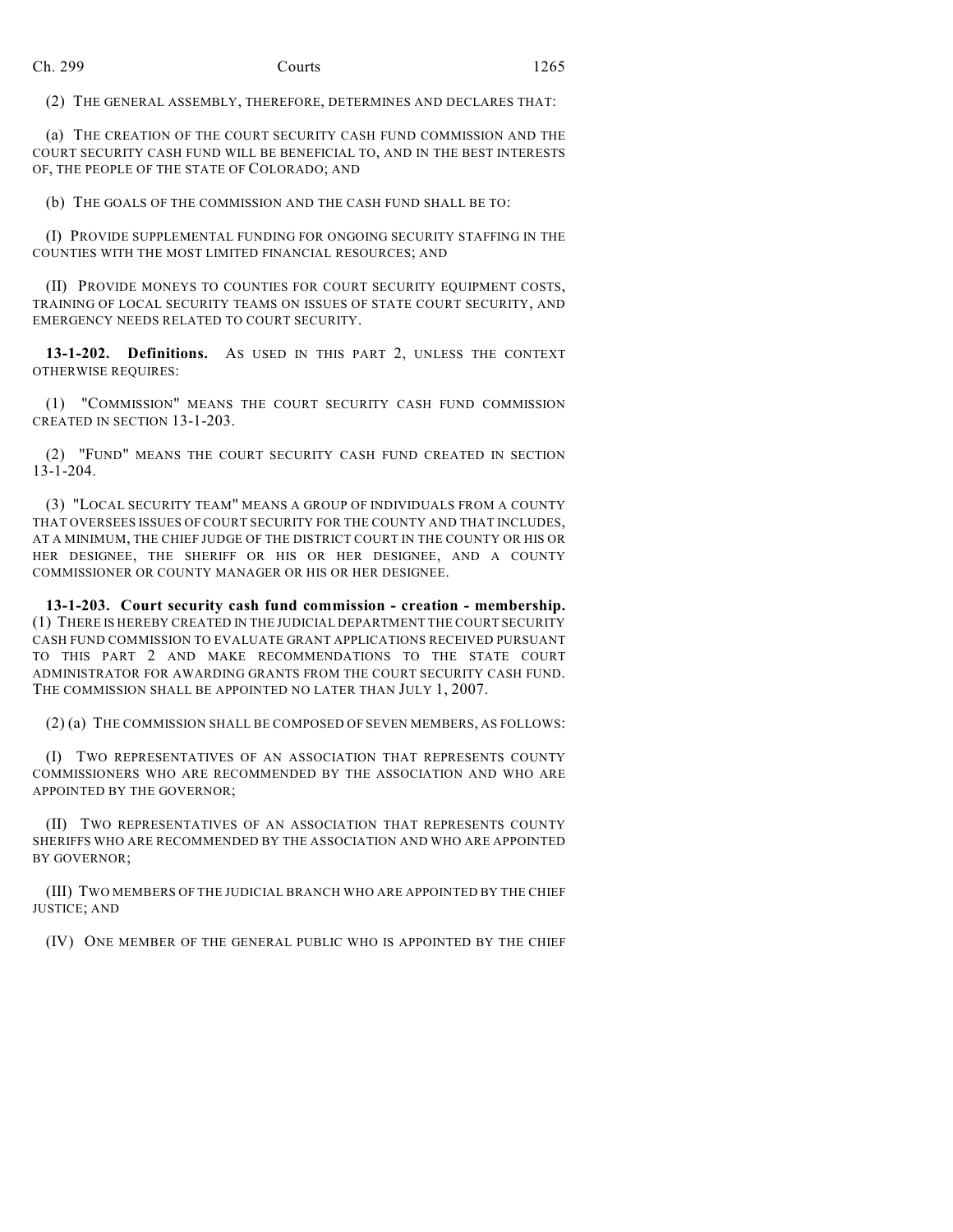(2) THE GENERAL ASSEMBLY, THEREFORE, DETERMINES AND DECLARES THAT:

(a) THE CREATION OF THE COURT SECURITY CASH FUND COMMISSION AND THE COURT SECURITY CASH FUND WILL BE BENEFICIAL TO, AND IN THE BEST INTERESTS OF, THE PEOPLE OF THE STATE OF COLORADO; AND

(b) THE GOALS OF THE COMMISSION AND THE CASH FUND SHALL BE TO:

(I) PROVIDE SUPPLEMENTAL FUNDING FOR ONGOING SECURITY STAFFING IN THE COUNTIES WITH THE MOST LIMITED FINANCIAL RESOURCES; AND

(II) PROVIDE MONEYS TO COUNTIES FOR COURT SECURITY EQUIPMENT COSTS, TRAINING OF LOCAL SECURITY TEAMS ON ISSUES OF STATE COURT SECURITY, AND EMERGENCY NEEDS RELATED TO COURT SECURITY.

**13-1-202. Definitions.** AS USED IN THIS PART 2, UNLESS THE CONTEXT OTHERWISE REQUIRES:

(1) "COMMISSION" MEANS THE COURT SECURITY CASH FUND COMMISSION CREATED IN SECTION 13-1-203.

(2) "FUND" MEANS THE COURT SECURITY CASH FUND CREATED IN SECTION 13-1-204.

(3) "LOCAL SECURITY TEAM" MEANS A GROUP OF INDIVIDUALS FROM A COUNTY THAT OVERSEES ISSUES OF COURT SECURITY FOR THE COUNTY AND THAT INCLUDES, AT A MINIMUM, THE CHIEF JUDGE OF THE DISTRICT COURT IN THE COUNTY OR HIS OR HER DESIGNEE, THE SHERIFF OR HIS OR HER DESIGNEE, AND A COUNTY COMMISSIONER OR COUNTY MANAGER OR HIS OR HER DESIGNEE.

**13-1-203. Court security cash fund commission - creation - membership.** (1) THERE IS HEREBY CREATED IN THE JUDICIAL DEPARTMENT THE COURT SECURITY CASH FUND COMMISSION TO EVALUATE GRANT APPLICATIONS RECEIVED PURSUANT TO THIS PART 2 AND MAKE RECOMMENDATIONS TO THE STATE COURT ADMINISTRATOR FOR AWARDING GRANTS FROM THE COURT SECURITY CASH FUND. THE COMMISSION SHALL BE APPOINTED NO LATER THAN JULY 1, 2007.

(2) (a) THE COMMISSION SHALL BE COMPOSED OF SEVEN MEMBERS, AS FOLLOWS:

(I) TWO REPRESENTATIVES OF AN ASSOCIATION THAT REPRESENTS COUNTY COMMISSIONERS WHO ARE RECOMMENDED BY THE ASSOCIATION AND WHO ARE APPOINTED BY THE GOVERNOR;

(II) TWO REPRESENTATIVES OF AN ASSOCIATION THAT REPRESENTS COUNTY SHERIFFS WHO ARE RECOMMENDED BY THE ASSOCIATION AND WHO ARE APPOINTED BY GOVERNOR;

(III) TWO MEMBERS OF THE JUDICIAL BRANCH WHO ARE APPOINTED BY THE CHIEF JUSTICE; AND

(IV) ONE MEMBER OF THE GENERAL PUBLIC WHO IS APPOINTED BY THE CHIEF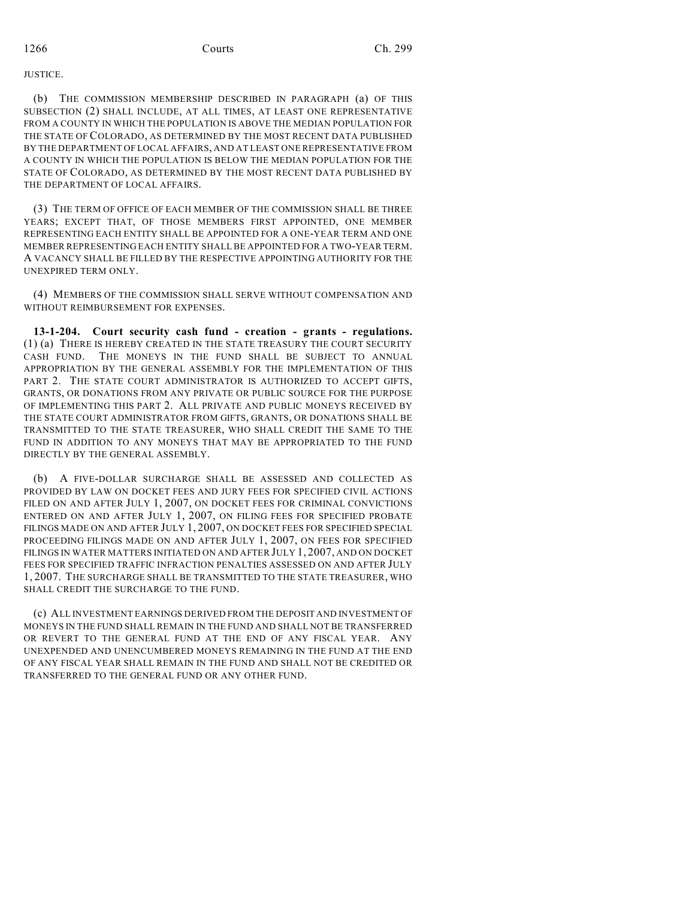JUSTICE.

(b) THE COMMISSION MEMBERSHIP DESCRIBED IN PARAGRAPH (a) OF THIS SUBSECTION (2) SHALL INCLUDE, AT ALL TIMES, AT LEAST ONE REPRESENTATIVE FROM A COUNTY IN WHICH THE POPULATION IS ABOVE THE MEDIAN POPULATION FOR THE STATE OF COLORADO, AS DETERMINED BY THE MOST RECENT DATA PUBLISHED BY THE DEPARTMENT OF LOCAL AFFAIRS, AND AT LEAST ONE REPRESENTATIVE FROM A COUNTY IN WHICH THE POPULATION IS BELOW THE MEDIAN POPULATION FOR THE STATE OF COLORADO, AS DETERMINED BY THE MOST RECENT DATA PUBLISHED BY THE DEPARTMENT OF LOCAL AFFAIRS.

(3) THE TERM OF OFFICE OF EACH MEMBER OF THE COMMISSION SHALL BE THREE YEARS; EXCEPT THAT, OF THOSE MEMBERS FIRST APPOINTED, ONE MEMBER REPRESENTING EACH ENTITY SHALL BE APPOINTED FOR A ONE-YEAR TERM AND ONE MEMBER REPRESENTING EACH ENTITY SHALL BE APPOINTED FOR A TWO-YEAR TERM. A VACANCY SHALL BE FILLED BY THE RESPECTIVE APPOINTING AUTHORITY FOR THE UNEXPIRED TERM ONLY.

(4) MEMBERS OF THE COMMISSION SHALL SERVE WITHOUT COMPENSATION AND WITHOUT REIMBURSEMENT FOR EXPENSES.

**13-1-204. Court security cash fund - creation - grants - regulations.** (1) (a) THERE IS HEREBY CREATED IN THE STATE TREASURY THE COURT SECURITY CASH FUND. THE MONEYS IN THE FUND SHALL BE SUBJECT TO ANNUAL APPROPRIATION BY THE GENERAL ASSEMBLY FOR THE IMPLEMENTATION OF THIS PART 2. THE STATE COURT ADMINISTRATOR IS AUTHORIZED TO ACCEPT GIFTS, GRANTS, OR DONATIONS FROM ANY PRIVATE OR PUBLIC SOURCE FOR THE PURPOSE OF IMPLEMENTING THIS PART 2. ALL PRIVATE AND PUBLIC MONEYS RECEIVED BY THE STATE COURT ADMINISTRATOR FROM GIFTS, GRANTS, OR DONATIONS SHALL BE TRANSMITTED TO THE STATE TREASURER, WHO SHALL CREDIT THE SAME TO THE FUND IN ADDITION TO ANY MONEYS THAT MAY BE APPROPRIATED TO THE FUND DIRECTLY BY THE GENERAL ASSEMBLY.

(b) A FIVE-DOLLAR SURCHARGE SHALL BE ASSESSED AND COLLECTED AS PROVIDED BY LAW ON DOCKET FEES AND JURY FEES FOR SPECIFIED CIVIL ACTIONS FILED ON AND AFTER JULY 1, 2007, ON DOCKET FEES FOR CRIMINAL CONVICTIONS ENTERED ON AND AFTER JULY 1, 2007, ON FILING FEES FOR SPECIFIED PROBATE FILINGS MADE ON AND AFTER JULY 1, 2007, ON DOCKET FEES FOR SPECIFIED SPECIAL PROCEEDING FILINGS MADE ON AND AFTER JULY 1, 2007, ON FEES FOR SPECIFIED FILINGS IN WATER MATTERS INITIATED ON AND AFTER JULY 1, 2007, AND ON DOCKET FEES FOR SPECIFIED TRAFFIC INFRACTION PENALTIES ASSESSED ON AND AFTER JULY 1, 2007. THE SURCHARGE SHALL BE TRANSMITTED TO THE STATE TREASURER, WHO SHALL CREDIT THE SURCHARGE TO THE FUND.

(c) ALL INVESTMENT EARNINGS DERIVED FROM THE DEPOSIT AND INVESTMENT OF MONEYS IN THE FUND SHALL REMAIN IN THE FUND AND SHALL NOT BE TRANSFERRED OR REVERT TO THE GENERAL FUND AT THE END OF ANY FISCAL YEAR. ANY UNEXPENDED AND UNENCUMBERED MONEYS REMAINING IN THE FUND AT THE END OF ANY FISCAL YEAR SHALL REMAIN IN THE FUND AND SHALL NOT BE CREDITED OR TRANSFERRED TO THE GENERAL FUND OR ANY OTHER FUND.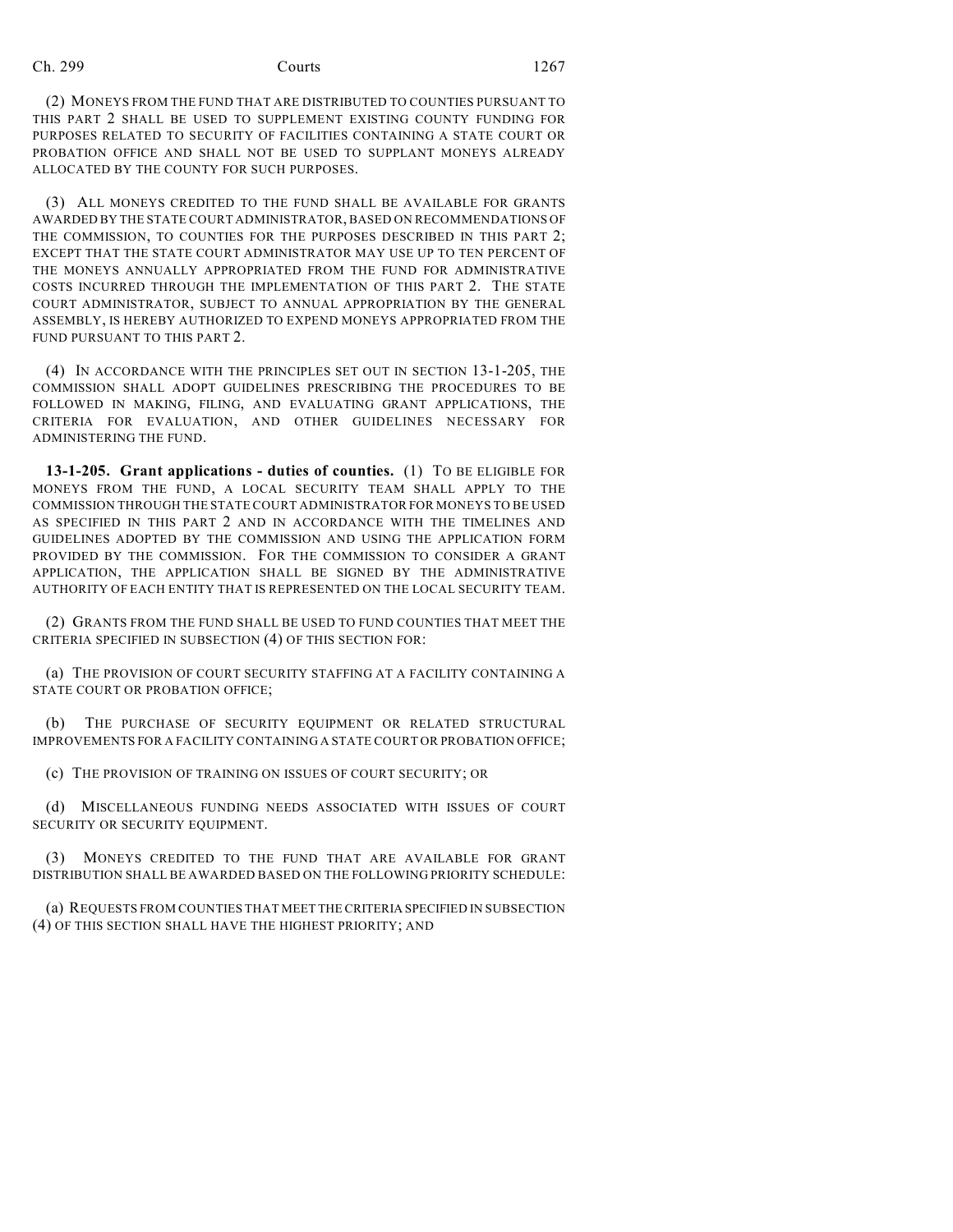(2) MONEYS FROM THE FUND THAT ARE DISTRIBUTED TO COUNTIES PURSUANT TO THIS PART 2 SHALL BE USED TO SUPPLEMENT EXISTING COUNTY FUNDING FOR PURPOSES RELATED TO SECURITY OF FACILITIES CONTAINING A STATE COURT OR PROBATION OFFICE AND SHALL NOT BE USED TO SUPPLANT MONEYS ALREADY ALLOCATED BY THE COUNTY FOR SUCH PURPOSES.

(3) ALL MONEYS CREDITED TO THE FUND SHALL BE AVAILABLE FOR GRANTS AWARDED BY THE STATE COURT ADMINISTRATOR, BASED ON RECOMMENDATIONS OF THE COMMISSION, TO COUNTIES FOR THE PURPOSES DESCRIBED IN THIS PART 2; EXCEPT THAT THE STATE COURT ADMINISTRATOR MAY USE UP TO TEN PERCENT OF THE MONEYS ANNUALLY APPROPRIATED FROM THE FUND FOR ADMINISTRATIVE COSTS INCURRED THROUGH THE IMPLEMENTATION OF THIS PART 2. THE STATE COURT ADMINISTRATOR, SUBJECT TO ANNUAL APPROPRIATION BY THE GENERAL ASSEMBLY, IS HEREBY AUTHORIZED TO EXPEND MONEYS APPROPRIATED FROM THE FUND PURSUANT TO THIS PART 2.

(4) IN ACCORDANCE WITH THE PRINCIPLES SET OUT IN SECTION 13-1-205, THE COMMISSION SHALL ADOPT GUIDELINES PRESCRIBING THE PROCEDURES TO BE FOLLOWED IN MAKING, FILING, AND EVALUATING GRANT APPLICATIONS, THE CRITERIA FOR EVALUATION, AND OTHER GUIDELINES NECESSARY FOR ADMINISTERING THE FUND.

**13-1-205. Grant applications - duties of counties.** (1) TO BE ELIGIBLE FOR MONEYS FROM THE FUND, A LOCAL SECURITY TEAM SHALL APPLY TO THE COMMISSION THROUGH THE STATE COURT ADMINISTRATOR FOR MONEYS TO BE USED AS SPECIFIED IN THIS PART 2 AND IN ACCORDANCE WITH THE TIMELINES AND GUIDELINES ADOPTED BY THE COMMISSION AND USING THE APPLICATION FORM PROVIDED BY THE COMMISSION. FOR THE COMMISSION TO CONSIDER A GRANT APPLICATION, THE APPLICATION SHALL BE SIGNED BY THE ADMINISTRATIVE AUTHORITY OF EACH ENTITY THAT IS REPRESENTED ON THE LOCAL SECURITY TEAM.

(2) GRANTS FROM THE FUND SHALL BE USED TO FUND COUNTIES THAT MEET THE CRITERIA SPECIFIED IN SUBSECTION (4) OF THIS SECTION FOR:

(a) THE PROVISION OF COURT SECURITY STAFFING AT A FACILITY CONTAINING A STATE COURT OR PROBATION OFFICE;

(b) THE PURCHASE OF SECURITY EQUIPMENT OR RELATED STRUCTURAL IMPROVEMENTS FOR A FACILITY CONTAINING A STATE COURT OR PROBATION OFFICE;

(c) THE PROVISION OF TRAINING ON ISSUES OF COURT SECURITY; OR

(d) MISCELLANEOUS FUNDING NEEDS ASSOCIATED WITH ISSUES OF COURT SECURITY OR SECURITY EQUIPMENT.

(3) MONEYS CREDITED TO THE FUND THAT ARE AVAILABLE FOR GRANT DISTRIBUTION SHALL BE AWARDED BASED ON THE FOLLOWING PRIORITY SCHEDULE:

(a) REQUESTS FROM COUNTIES THAT MEET THE CRITERIA SPECIFIED IN SUBSECTION (4) OF THIS SECTION SHALL HAVE THE HIGHEST PRIORITY; AND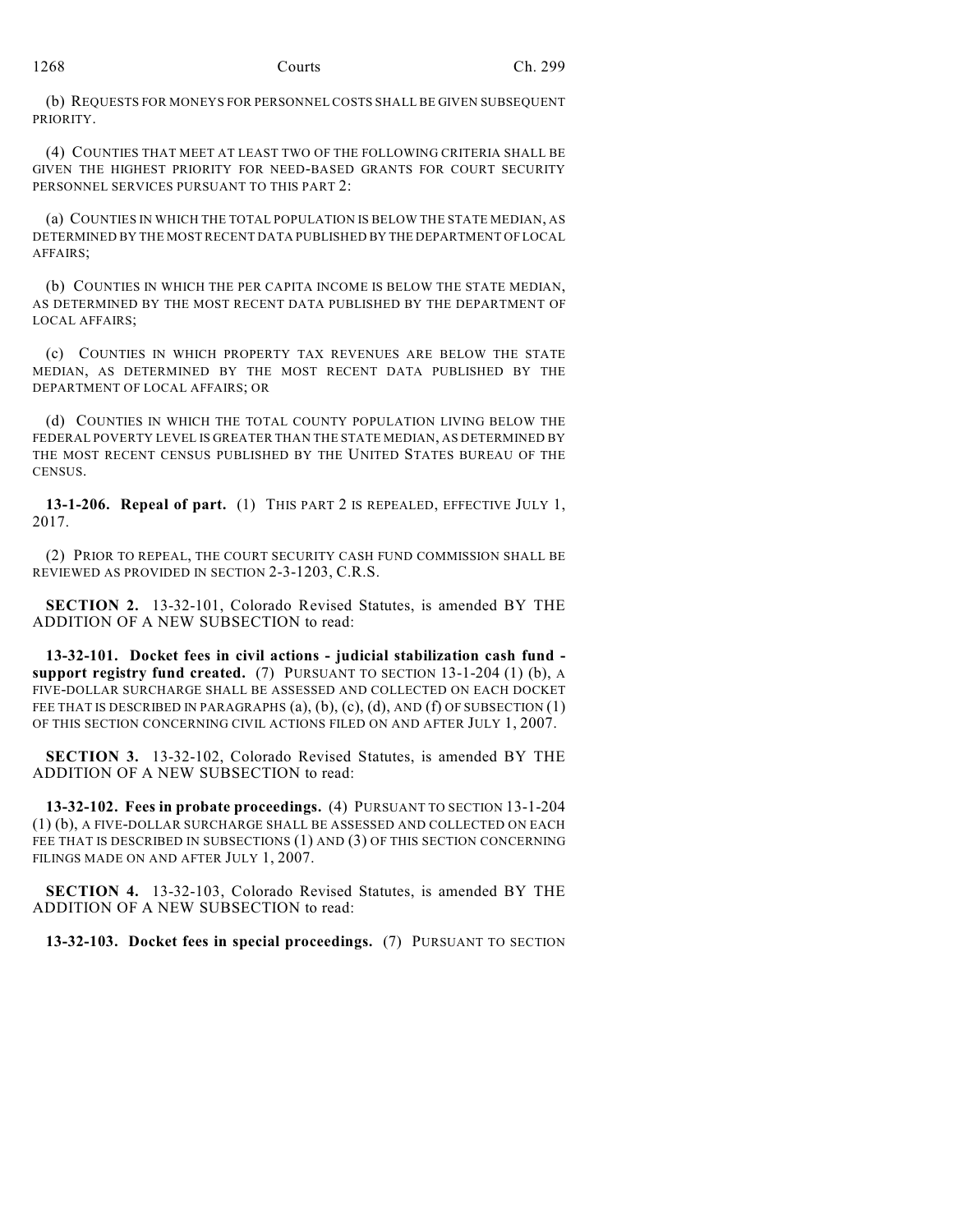(b) REQUESTS FOR MONEYS FOR PERSONNEL COSTS SHALL BE GIVEN SUBSEQUENT PRIORITY.

(4) COUNTIES THAT MEET AT LEAST TWO OF THE FOLLOWING CRITERIA SHALL BE GIVEN THE HIGHEST PRIORITY FOR NEED-BASED GRANTS FOR COURT SECURITY PERSONNEL SERVICES PURSUANT TO THIS PART 2:

(a) COUNTIES IN WHICH THE TOTAL POPULATION IS BELOW THE STATE MEDIAN, AS DETERMINED BY THE MOST RECENT DATA PUBLISHED BY THE DEPARTMENT OF LOCAL AFFAIRS;

(b) COUNTIES IN WHICH THE PER CAPITA INCOME IS BELOW THE STATE MEDIAN, AS DETERMINED BY THE MOST RECENT DATA PUBLISHED BY THE DEPARTMENT OF LOCAL AFFAIRS;

(c) COUNTIES IN WHICH PROPERTY TAX REVENUES ARE BELOW THE STATE MEDIAN, AS DETERMINED BY THE MOST RECENT DATA PUBLISHED BY THE DEPARTMENT OF LOCAL AFFAIRS; OR

(d) COUNTIES IN WHICH THE TOTAL COUNTY POPULATION LIVING BELOW THE FEDERAL POVERTY LEVEL IS GREATER THAN THE STATE MEDIAN, AS DETERMINED BY THE MOST RECENT CENSUS PUBLISHED BY THE UNITED STATES BUREAU OF THE CENSUS.

**13-1-206. Repeal of part.** (1) THIS PART 2 IS REPEALED, EFFECTIVE JULY 1, 2017.

(2) PRIOR TO REPEAL, THE COURT SECURITY CASH FUND COMMISSION SHALL BE REVIEWED AS PROVIDED IN SECTION 2-3-1203, C.R.S.

**SECTION 2.** 13-32-101, Colorado Revised Statutes, is amended BY THE ADDITION OF A NEW SUBSECTION to read:

**13-32-101. Docket fees in civil actions - judicial stabilization cash fund - support registry fund created.** (7) PURSUANT TO SECTION 13-1-204 (1) (b), A FIVE-DOLLAR SURCHARGE SHALL BE ASSESSED AND COLLECTED ON EACH DOCKET FEE THAT IS DESCRIBED IN PARAGRAPHS (a), (b), (c), (d), AND (f) OF SUBSECTION (1) OF THIS SECTION CONCERNING CIVIL ACTIONS FILED ON AND AFTER JULY 1, 2007.

**SECTION 3.** 13-32-102, Colorado Revised Statutes, is amended BY THE ADDITION OF A NEW SUBSECTION to read:

**13-32-102. Fees in probate proceedings.** (4) PURSUANT TO SECTION 13-1-204 (1) (b), A FIVE-DOLLAR SURCHARGE SHALL BE ASSESSED AND COLLECTED ON EACH FEE THAT IS DESCRIBED IN SUBSECTIONS (1) AND (3) OF THIS SECTION CONCERNING FILINGS MADE ON AND AFTER JULY 1, 2007.

**SECTION 4.** 13-32-103, Colorado Revised Statutes, is amended BY THE ADDITION OF A NEW SUBSECTION to read:

**13-32-103. Docket fees in special proceedings.** (7) PURSUANT TO SECTION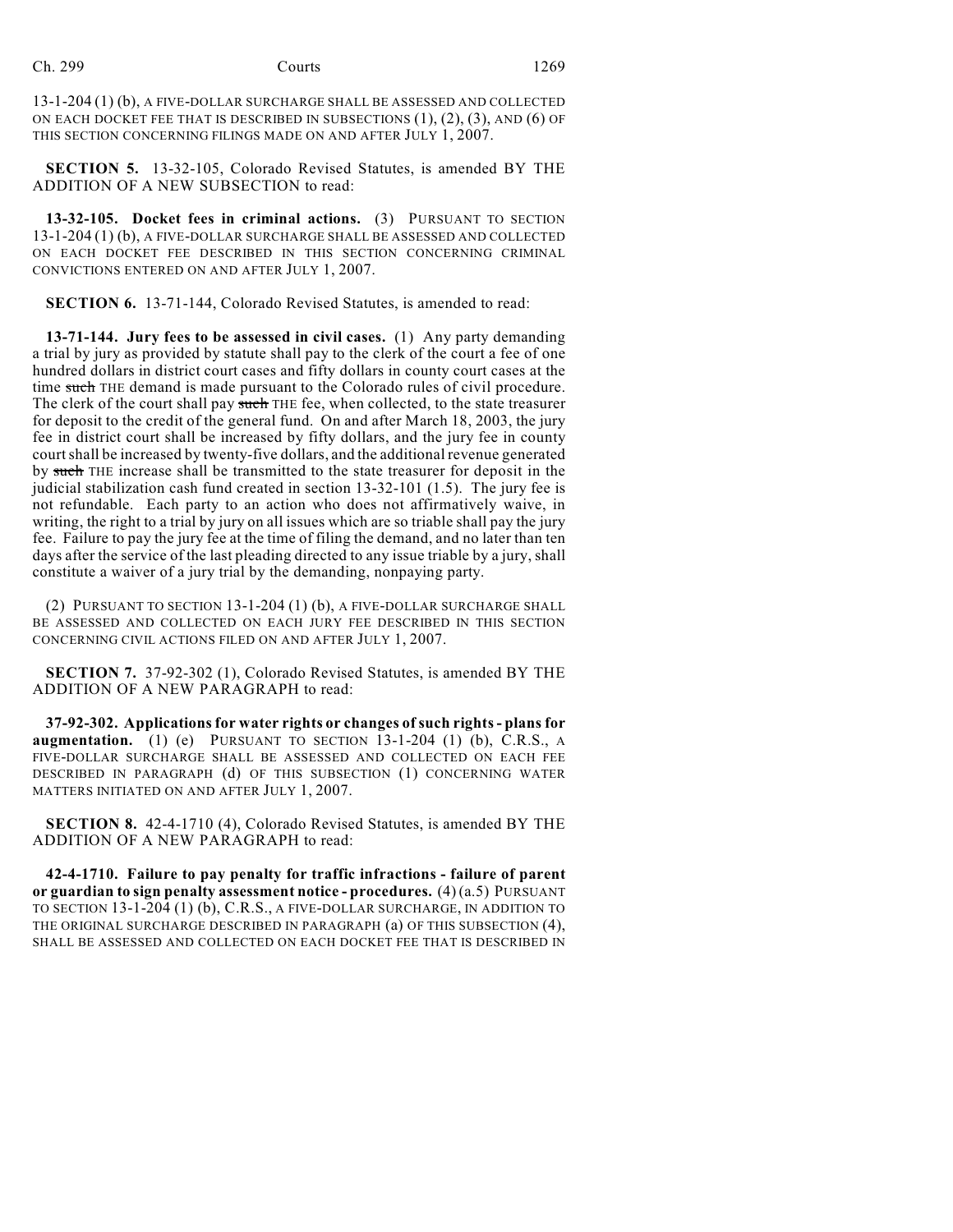13-1-204 (1) (b), A FIVE-DOLLAR SURCHARGE SHALL BE ASSESSED AND COLLECTED ON EACH DOCKET FEE THAT IS DESCRIBED IN SUBSECTIONS (1), (2), (3), AND (6) OF THIS SECTION CONCERNING FILINGS MADE ON AND AFTER JULY 1, 2007.

**SECTION 5.** 13-32-105, Colorado Revised Statutes, is amended BY THE ADDITION OF A NEW SUBSECTION to read:

**13-32-105. Docket fees in criminal actions.** (3) PURSUANT TO SECTION 13-1-204 (1) (b), A FIVE-DOLLAR SURCHARGE SHALL BE ASSESSED AND COLLECTED ON EACH DOCKET FEE DESCRIBED IN THIS SECTION CONCERNING CRIMINAL CONVICTIONS ENTERED ON AND AFTER JULY 1, 2007.

**SECTION 6.** 13-71-144, Colorado Revised Statutes, is amended to read:

**13-71-144. Jury fees to be assessed in civil cases.** (1) Any party demanding a trial by jury as provided by statute shall pay to the clerk of the court a fee of one hundred dollars in district court cases and fifty dollars in county court cases at the time ~~such~~ THE demand is made pursuant to the Colorado rules of civil procedure. The clerk of the court shall pay ~~such~~ THE fee, when collected, to the state treasurer for deposit to the credit of the general fund. On and after March 18, 2003, the jury fee in district court shall be increased by fifty dollars, and the jury fee in county court shall be increased by twenty-five dollars, and the additional revenue generated by ~~such~~ THE increase shall be transmitted to the state treasurer for deposit in the judicial stabilization cash fund created in section 13-32-101 (1.5). The jury fee is not refundable. Each party to an action who does not affirmatively waive, in writing, the right to a trial by jury on all issues which are so triable shall pay the jury fee. Failure to pay the jury fee at the time of filing the demand, and no later than ten days after the service of the last pleading directed to any issue triable by a jury, shall constitute a waiver of a jury trial by the demanding, nonpaying party.

(2) PURSUANT TO SECTION 13-1-204 (1) (b), A FIVE-DOLLAR SURCHARGE SHALL BE ASSESSED AND COLLECTED ON EACH JURY FEE DESCRIBED IN THIS SECTION CONCERNING CIVIL ACTIONS FILED ON AND AFTER JULY 1, 2007.

**SECTION 7.** 37-92-302 (1), Colorado Revised Statutes, is amended BY THE ADDITION OF A NEW PARAGRAPH to read:

**37-92-302. Applications for water rights or changes of such rights - plans for augmentation.** (1) (e) PURSUANT TO SECTION 13-1-204 (1) (b), C.R.S., A FIVE-DOLLAR SURCHARGE SHALL BE ASSESSED AND COLLECTED ON EACH FEE DESCRIBED IN PARAGRAPH (d) OF THIS SUBSECTION (1) CONCERNING WATER MATTERS INITIATED ON AND AFTER JULY 1, 2007.

**SECTION 8.** 42-4-1710 (4), Colorado Revised Statutes, is amended BY THE ADDITION OF A NEW PARAGRAPH to read:

**42-4-1710. Failure to pay penalty for traffic infractions - failure of parent or guardian to sign penalty assessment notice - procedures.** (4) (a.5) PURSUANT TO SECTION 13-1-204 (1) (b), C.R.S., A FIVE-DOLLAR SURCHARGE, IN ADDITION TO THE ORIGINAL SURCHARGE DESCRIBED IN PARAGRAPH (a) OF THIS SUBSECTION (4), SHALL BE ASSESSED AND COLLECTED ON EACH DOCKET FEE THAT IS DESCRIBED IN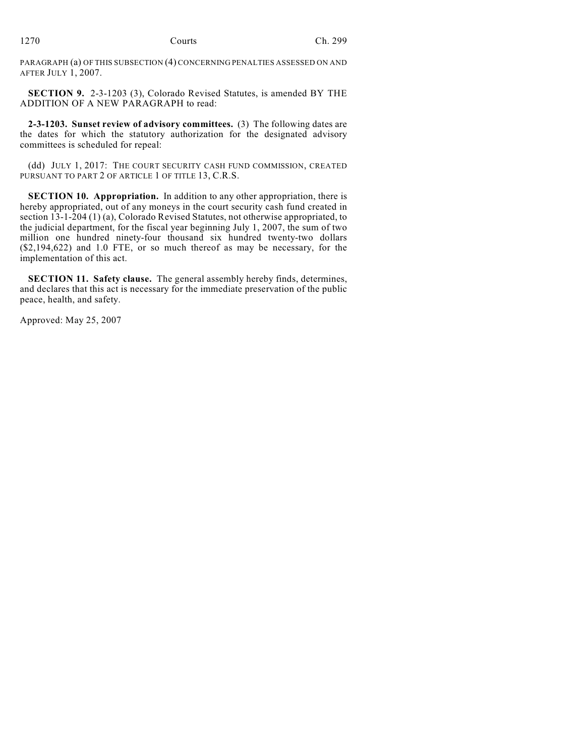PARAGRAPH (a) OF THIS SUBSECTION (4) CONCERNING PENALTIES ASSESSED ON AND AFTER JULY 1, 2007.

**SECTION 9.** 2-3-1203 (3), Colorado Revised Statutes, is amended BY THE ADDITION OF A NEW PARAGRAPH to read:

**2-3-1203. Sunset review of advisory committees.** (3) The following dates are the dates for which the statutory authorization for the designated advisory committees is scheduled for repeal:

(dd) JULY 1, 2017: THE COURT SECURITY CASH FUND COMMISSION, CREATED PURSUANT TO PART 2 OF ARTICLE 1 OF TITLE 13, C.R.S.

**SECTION 10. Appropriation.** In addition to any other appropriation, there is hereby appropriated, out of any moneys in the court security cash fund created in section 13-1-204 (1) (a), Colorado Revised Statutes, not otherwise appropriated, to the judicial department, for the fiscal year beginning July 1, 2007, the sum of two million one hundred ninety-four thousand six hundred twenty-two dollars ($2,194,622) and 1.0 FTE, or so much thereof as may be necessary, for the implementation of this act.

**SECTION 11. Safety clause.** The general assembly hereby finds, determines, and declares that this act is necessary for the immediate preservation of the public peace, health, and safety.

Approved: May 25, 2007